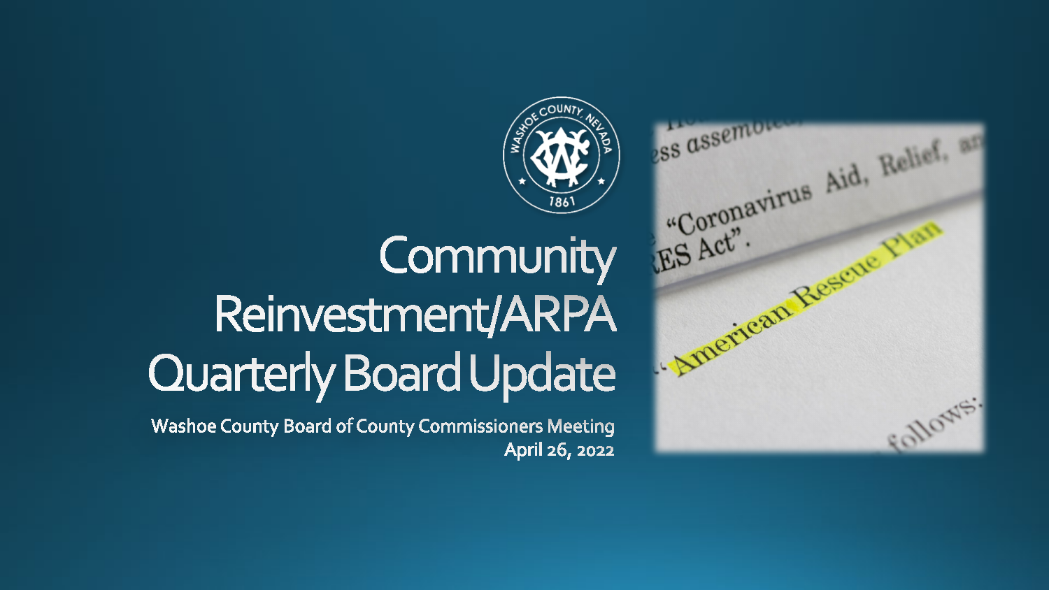# Community Reinvestment/ARPA Quarterly Board Update

Washoe County Board of County Commissioners Meeting
April 26, 2022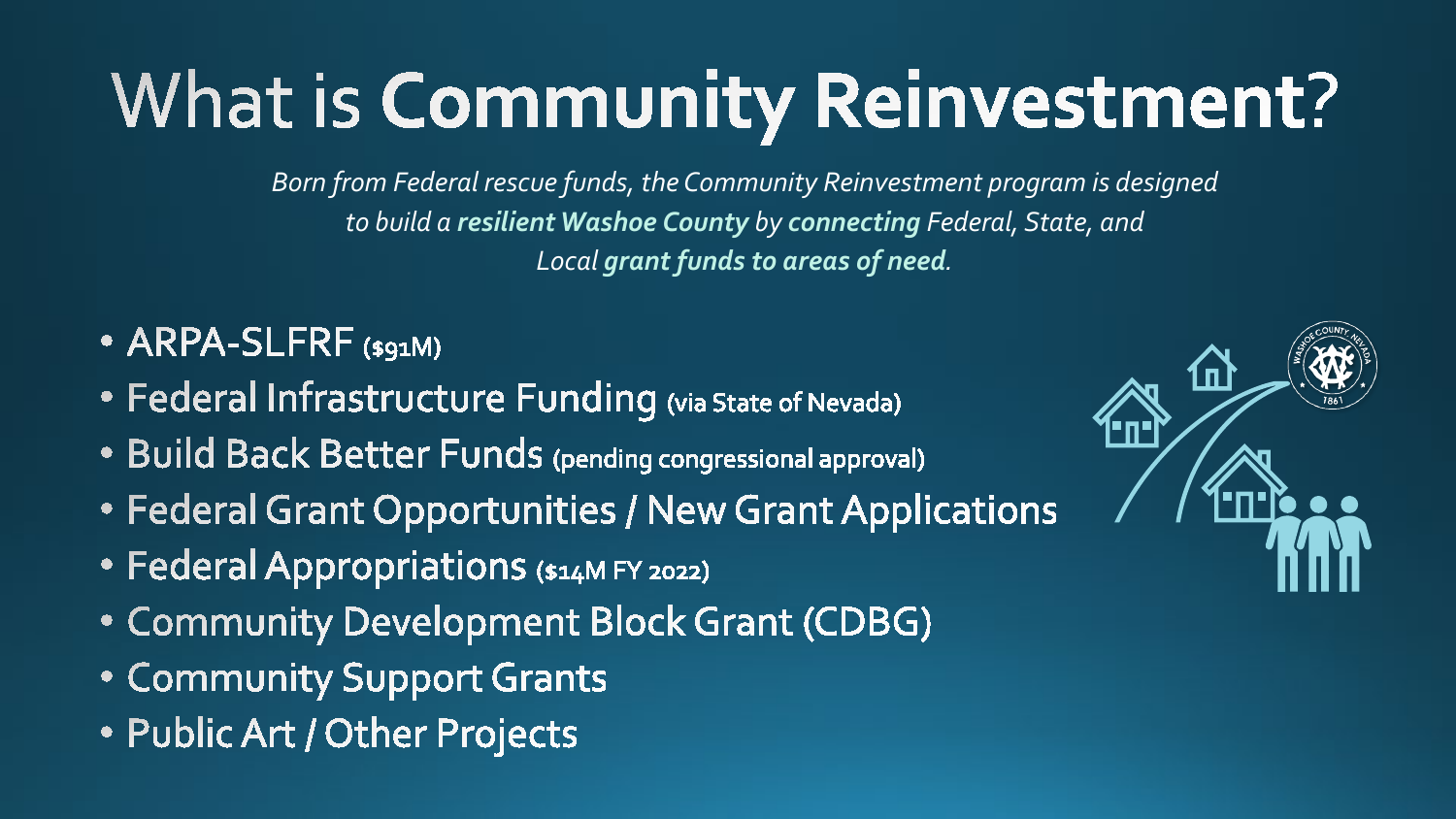# What is **Community Reinvestment?**

*Born from Federal rescue funds, the Community Reinvestment program is designed to build a **resilient Washoe County** by **connecting** Federal, State, and Local **grant funds to areas of need**.*

- ARPA-SLFRF ($91M)
- Federal Infrastructure Funding (via State of Nevada)
- Build Back Better Funds (pending congressional approval)
- Federal Grant Opportunities / New Grant Applications
- Federal Appropriations ($14M FY 2022)
- Community Development Block Grant (CDBG)
- Community Support Grants
- Public Art / Other Projects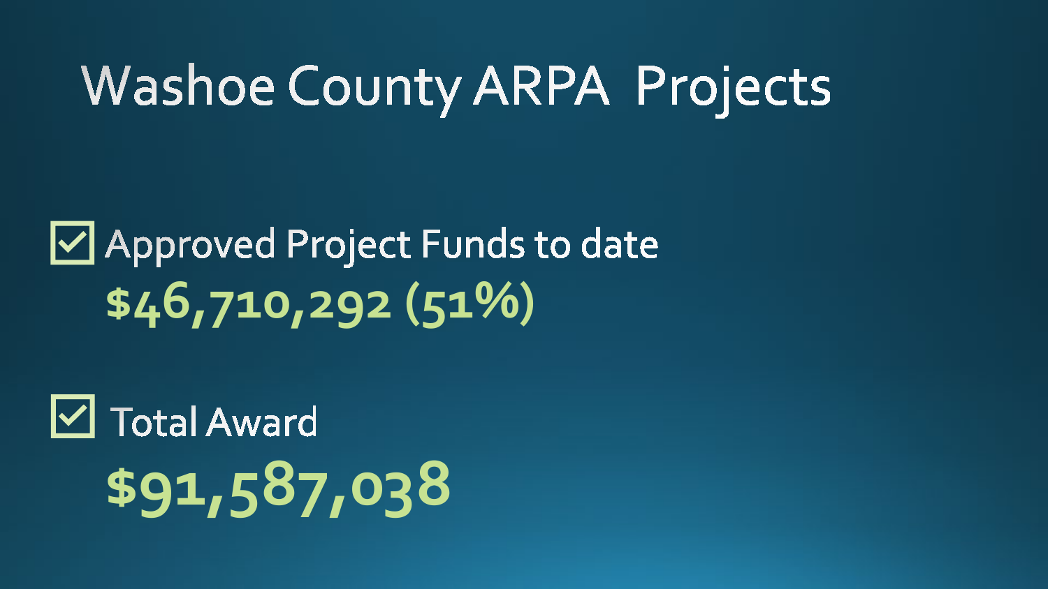# Washoe County ARPA Projects

- ☑ Approved Project Funds to date

  **$46,710,292 (51%)**

- ☑ Total Award

  **$91,587,038**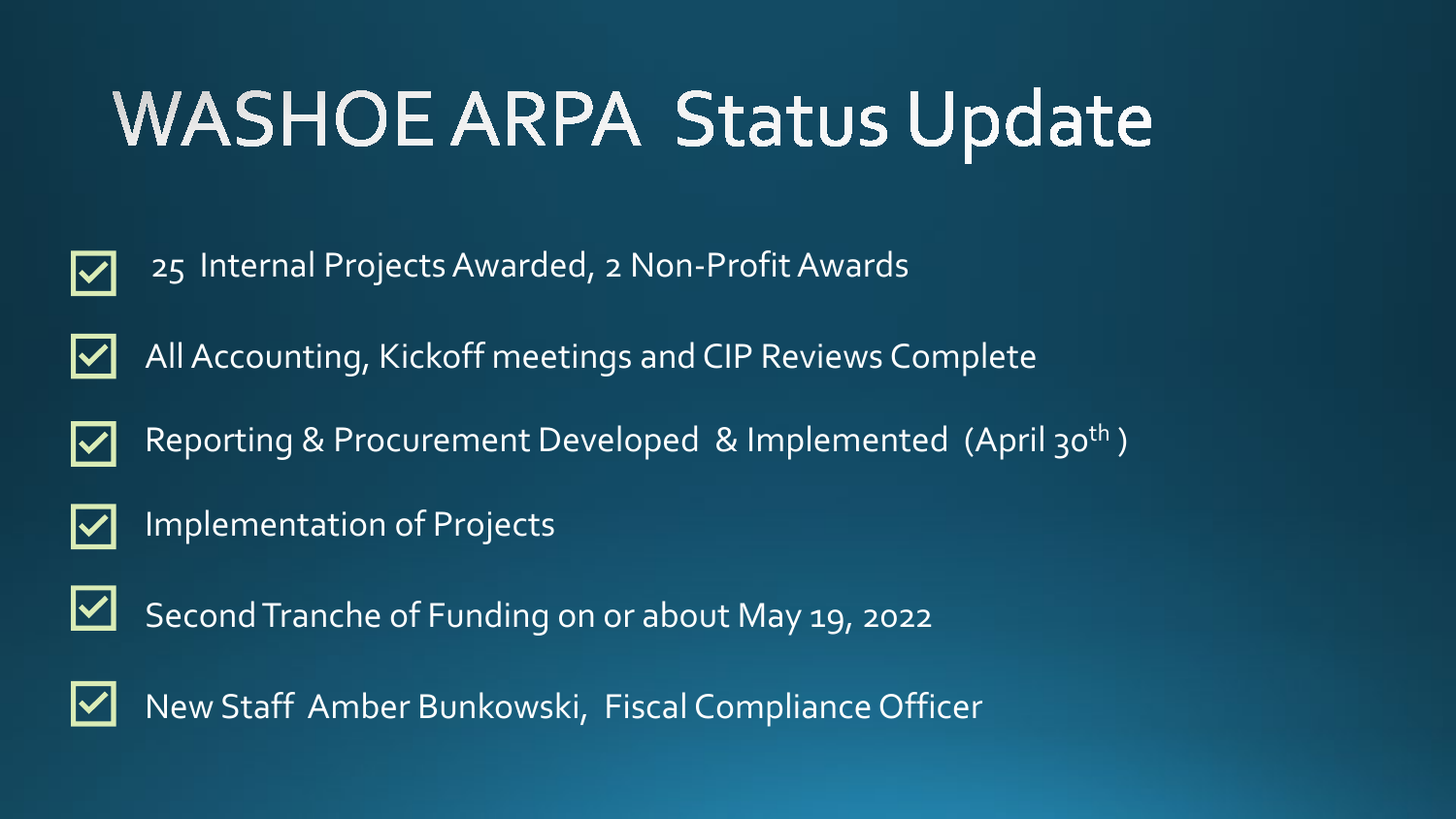# WASHOE ARPA Status Update

- [x] 25 Internal Projects Awarded, 2 Non-Profit Awards
- [x] All Accounting, Kickoff meetings and CIP Reviews Complete
- [x] Reporting & Procurement Developed & Implemented (April 30th)
- [x] Implementation of Projects
- [x] Second Tranche of Funding on or about May 19, 2022
- [x] New Staff Amber Bunkowski, Fiscal Compliance Officer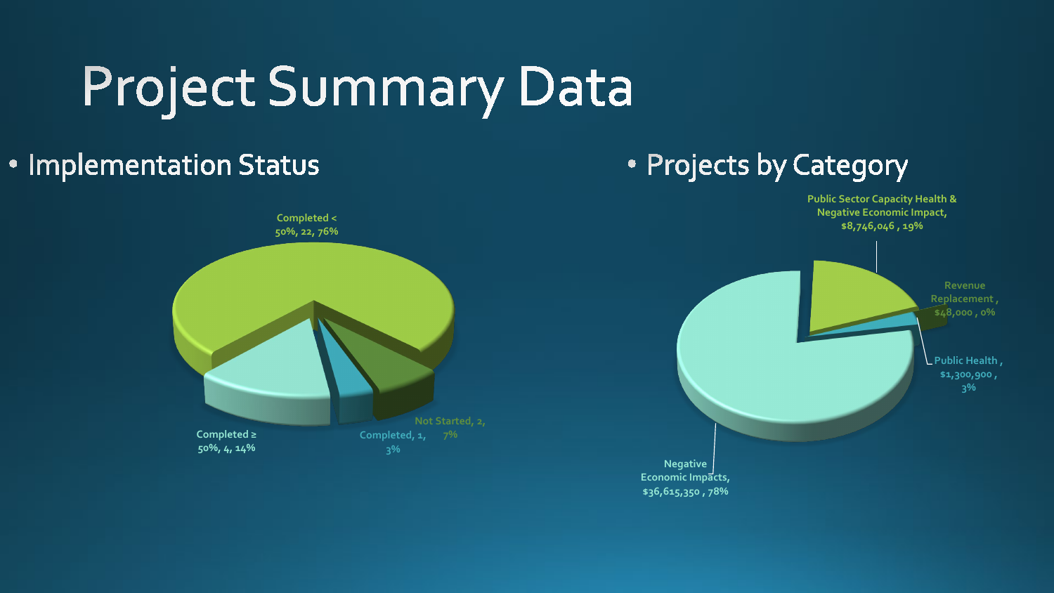# Project Summary Data

- Implementation Status

Completed < 50%, 22, 76%

Completed ≥ 50%, 4, 14%

Completed, 1, 3%

Not Started, 2, 7%

- Projects by Category

Public Sector Capacity Health & Negative Economic Impact, $8,746,046 , 19%

Revenue Replacement , $48,000 , 0%

Public Health , $1,300,900 , 3%

Negative Economic Impacts, $36,615,350 , 78%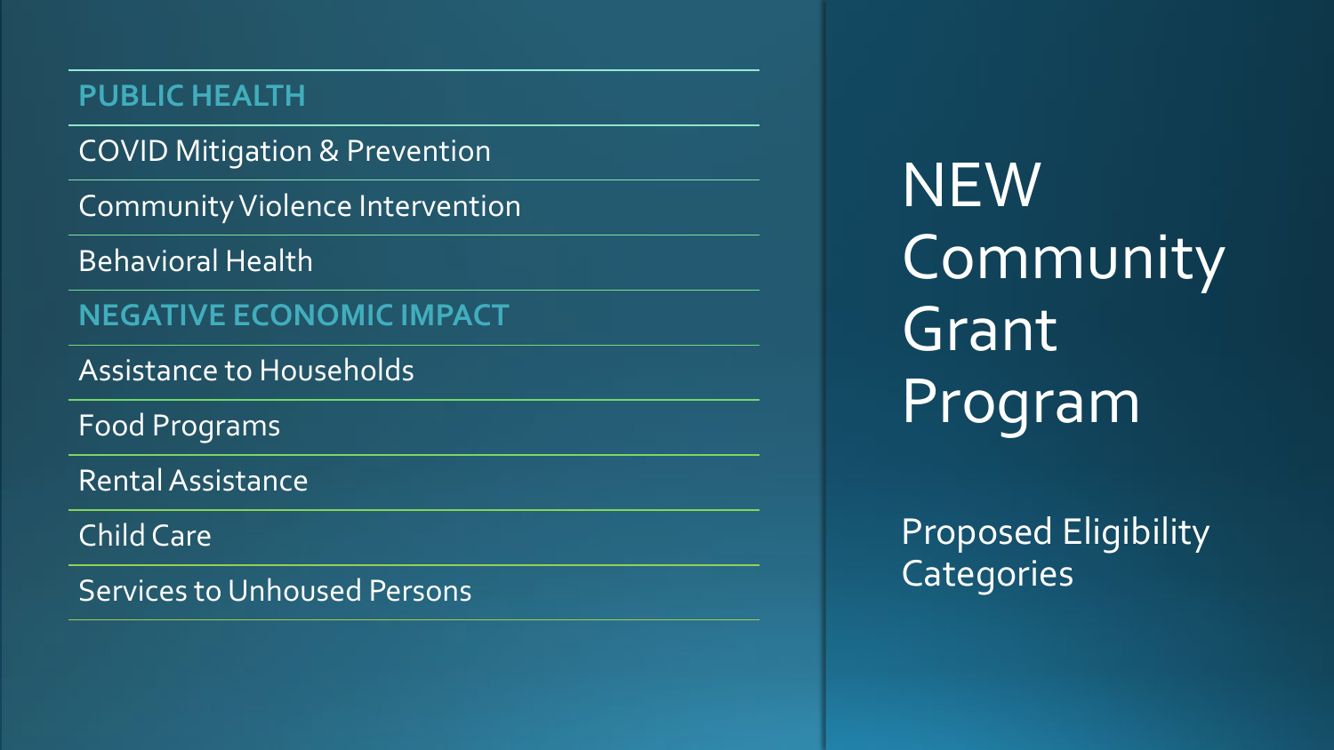# NEW Community Grant Program

## Proposed Eligibility Categories

### PUBLIC HEALTH

- COVID Mitigation & Prevention
- Community Violence Intervention
- Behavioral Health

### NEGATIVE ECONOMIC IMPACT

- Assistance to Households
- Food Programs
- Rental Assistance
- Child Care
- Services to Unhoused Persons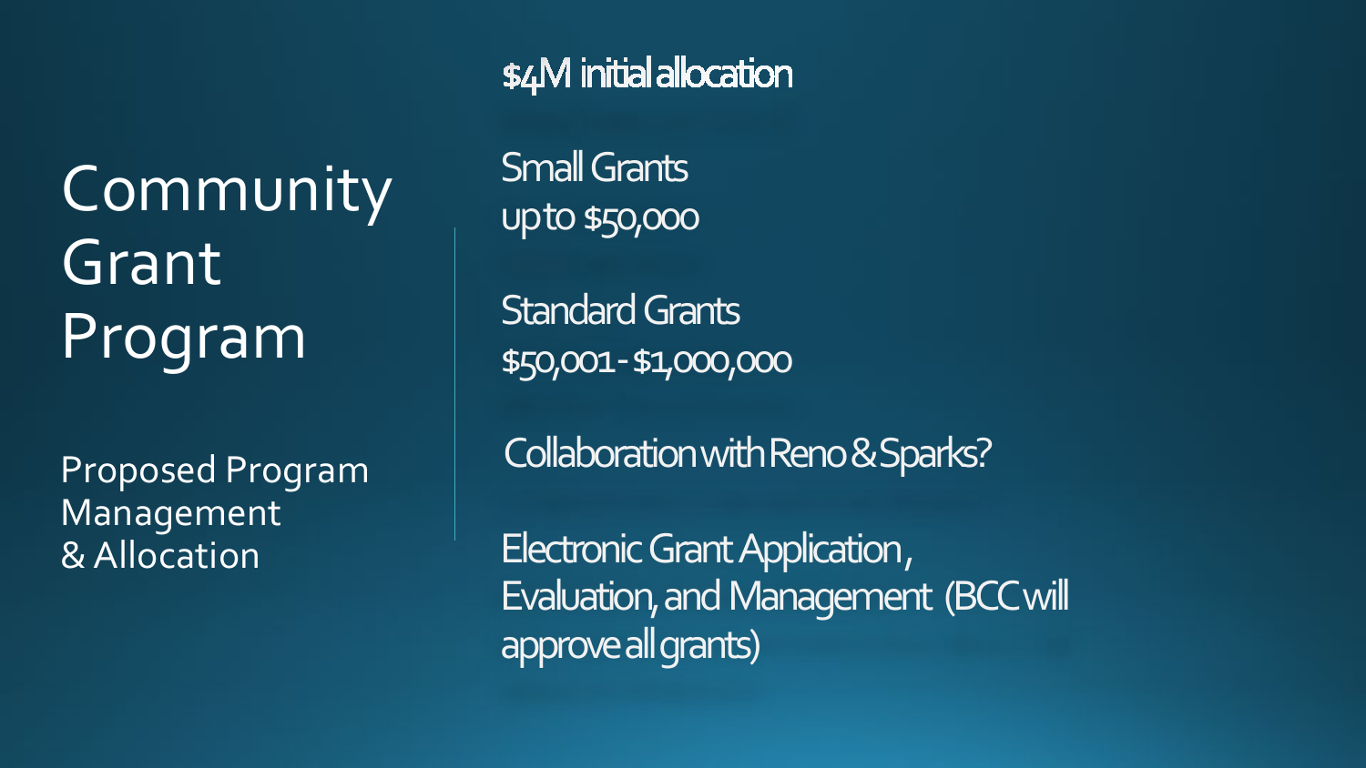# Community Grant Program

Proposed Program Management & Allocation

$4M initial allocation

Small Grants
up to $50,000

Standard Grants
$50,001 - $1,000,000

Collaboration with Reno & Sparks?

Electronic Grant Application, Evaluation, and Management (BCC will approve all grants)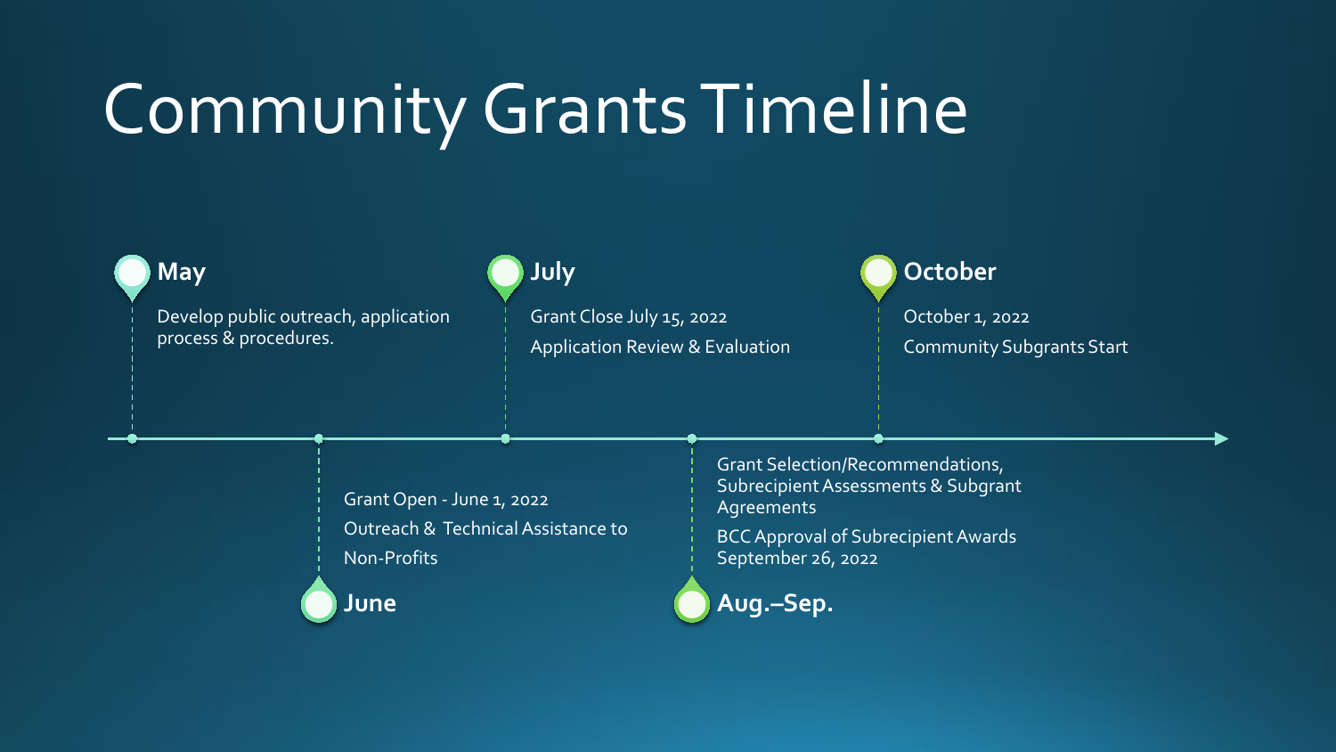# Community Grants Timeline

**May**

Develop public outreach, application process & procedures.

**June**

Grant Open - June 1, 2022

Outreach & Technical Assistance to Non-Profits

**July**

Grant Close July 15, 2022

Application Review & Evaluation

**Aug.–Sep.**

Grant Selection/Recommendations, Subrecipient Assessments & Subgrant Agreements

BCC Approval of Subrecipient Awards September 26, 2022

**October**

October 1, 2022

Community Subgrants Start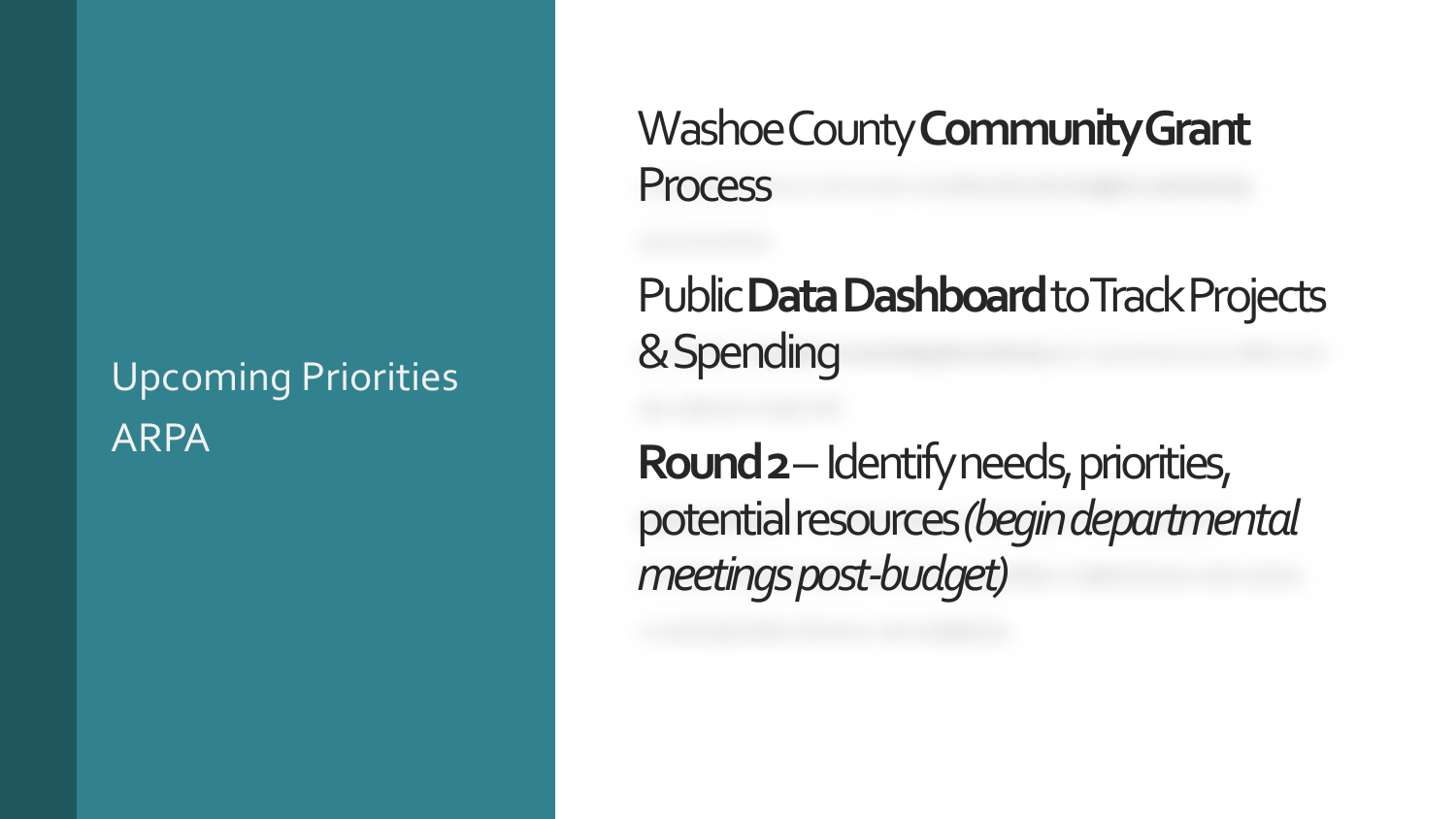## Upcoming Priorities ARPA

Washoe County **Community Grant** Process

Public **Data Dashboard** to Track Projects & Spending

**Round 2** – Identify needs, priorities, potential resources *(begin departmental meetings post-budget)*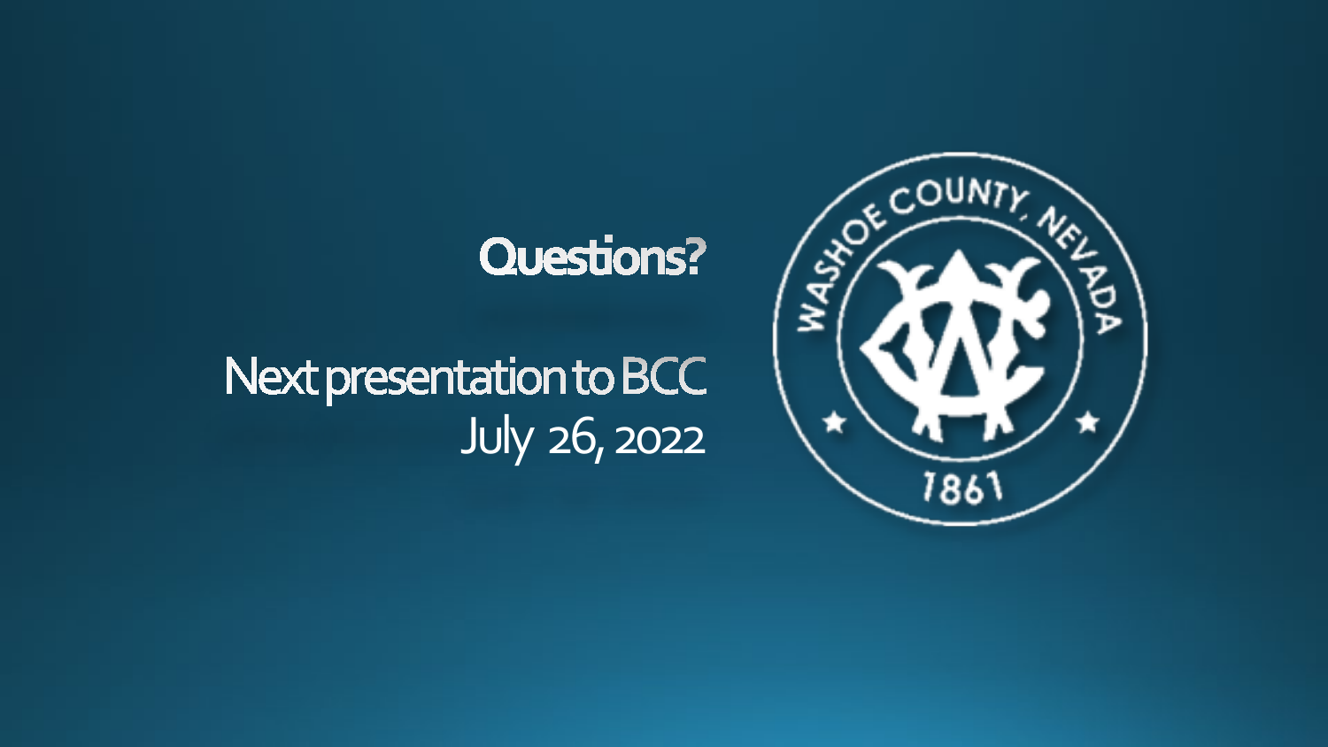# Questions?

Next presentation to BCC
July 26, 2022